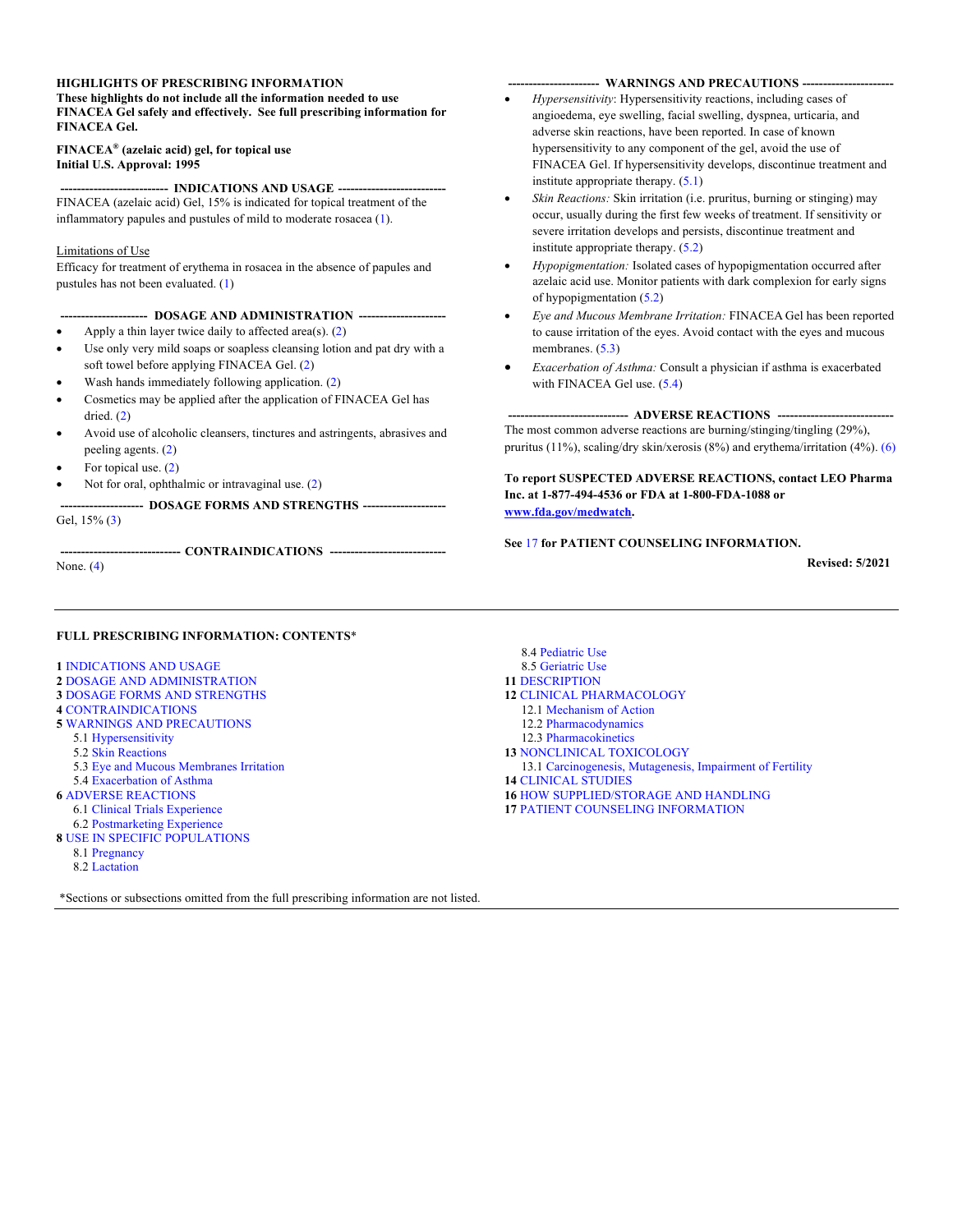**HIGHLIGHTS OF PRESCRIBING INFORMATION**
**These highlights do not include all the information needed to use FINACEA Gel safely and effectively. See full prescribing information for FINACEA Gel.**

**FINACEA® (azelaic acid) gel, for topical use**
**Initial U.S. Approval: 1995**

**------------------------- INDICATIONS AND USAGE -------------------------**

FINACEA (azelaic acid) Gel, 15% is indicated for topical treatment of the inflammatory papules and pustules of mild to moderate rosacea (1).

Limitations of Use

Efficacy for treatment of erythema in rosacea in the absence of papules and pustules has not been evaluated. (1)

**--------------------- DOSAGE AND ADMINISTRATION ---------------------**

- Apply a thin layer twice daily to affected area(s). (2)
- Use only very mild soaps or soapless cleansing lotion and pat dry with a soft towel before applying FINACEA Gel. (2)
- Wash hands immediately following application. (2)
- Cosmetics may be applied after the application of FINACEA Gel has dried. (2)
- Avoid use of alcoholic cleansers, tinctures and astringents, abrasives and peeling agents. (2)
- For topical use. (2)
- Not for oral, ophthalmic or intravaginal use. (2)

**-------------------- DOSAGE FORMS AND STRENGTHS --------------------**

Gel, 15% (3)

**---------------------------- CONTRAINDICATIONS ----------------------------**

None. (4)

**---------------------- WARNINGS AND PRECAUTIONS ----------------------**

- *Hypersensitivity*: Hypersensitivity reactions, including cases of angioedema, eye swelling, facial swelling, dyspnea, urticaria, and adverse skin reactions, have been reported. In case of known hypersensitivity to any component of the gel, avoid the use of FINACEA Gel. If hypersensitivity develops, discontinue treatment and institute appropriate therapy. (5.1)
- *Skin Reactions:* Skin irritation (i.e. pruritus, burning or stinging) may occur, usually during the first few weeks of treatment. If sensitivity or severe irritation develops and persists, discontinue treatment and institute appropriate therapy. (5.2)
- *Hypopigmentation:* Isolated cases of hypopigmentation occurred after azelaic acid use. Monitor patients with dark complexion for early signs of hypopigmentation (5.2)
- *Eye and Mucous Membrane Irritation:* FINACEA Gel has been reported to cause irritation of the eyes. Avoid contact with the eyes and mucous membranes. (5.3)
- *Exacerbation of Asthma:* Consult a physician if asthma is exacerbated with FINACEA Gel use. (5.4)

**---------------------------- ADVERSE REACTIONS ----------------------------**

The most common adverse reactions are burning/stinging/tingling (29%), pruritus (11%), scaling/dry skin/xerosis (8%) and erythema/irritation (4%). (6)

**To report SUSPECTED ADVERSE REACTIONS, contact LEO Pharma Inc. at 1-877-494-4536 or FDA at 1-800-FDA-1088 or www.fda.gov/medwatch.**

**See 17 for PATIENT COUNSELING INFORMATION.**

**Revised: 5/2021**

---

**FULL PRESCRIBING INFORMATION: CONTENTS***

**1** INDICATIONS AND USAGE
**2** DOSAGE AND ADMINISTRATION
**3** DOSAGE FORMS AND STRENGTHS
**4** CONTRAINDICATIONS
**5** WARNINGS AND PRECAUTIONS
- 5.1 Hypersensitivity
- 5.2 Skin Reactions
- 5.3 Eye and Mucous Membranes Irritation
- 5.4 Exacerbation of Asthma

**6** ADVERSE REACTIONS
- 6.1 Clinical Trials Experience
- 6.2 Postmarketing Experience

**8** USE IN SPECIFIC POPULATIONS
- 8.1 Pregnancy
- 8.2 Lactation
- 8.4 Pediatric Use
- 8.5 Geriatric Use

**11** DESCRIPTION
**12** CLINICAL PHARMACOLOGY
- 12.1 Mechanism of Action
- 12.2 Pharmacodynamics
- 12.3 Pharmacokinetics

**13** NONCLINICAL TOXICOLOGY
- 13.1 Carcinogenesis, Mutagenesis, Impairment of Fertility

**14** CLINICAL STUDIES
**16** HOW SUPPLIED/STORAGE AND HANDLING
**17** PATIENT COUNSELING INFORMATION

*Sections or subsections omitted from the full prescribing information are not listed.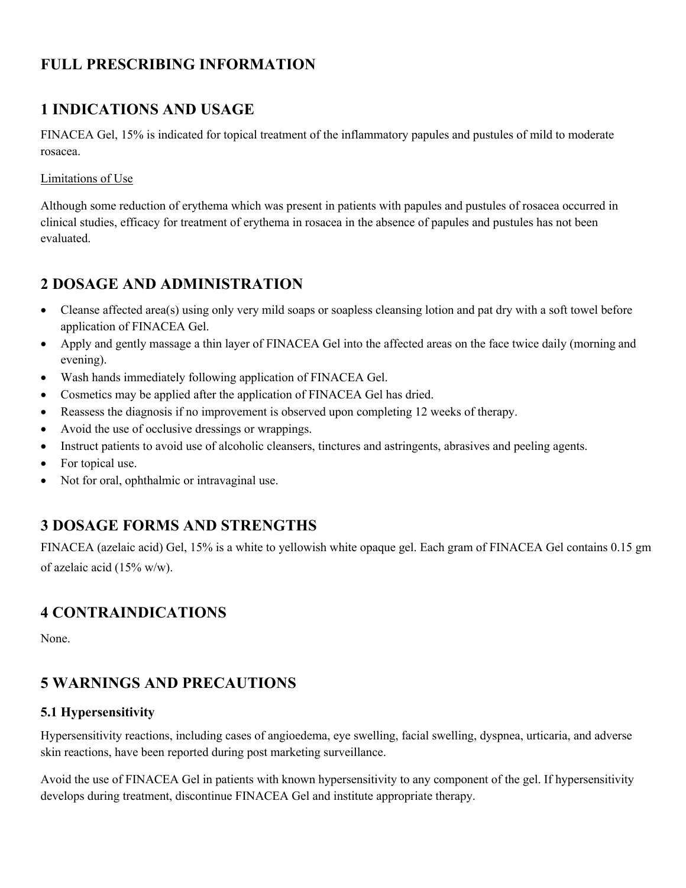# FULL PRESCRIBING INFORMATION

## 1 INDICATIONS AND USAGE

FINACEA Gel, 15% is indicated for topical treatment of the inflammatory papules and pustules of mild to moderate rosacea.

Limitations of Use

Although some reduction of erythema which was present in patients with papules and pustules of rosacea occurred in clinical studies, efficacy for treatment of erythema in rosacea in the absence of papules and pustules has not been evaluated.

## 2 DOSAGE AND ADMINISTRATION

- Cleanse affected area(s) using only very mild soaps or soapless cleansing lotion and pat dry with a soft towel before application of FINACEA Gel.
- Apply and gently massage a thin layer of FINACEA Gel into the affected areas on the face twice daily (morning and evening).
- Wash hands immediately following application of FINACEA Gel.
- Cosmetics may be applied after the application of FINACEA Gel has dried.
- Reassess the diagnosis if no improvement is observed upon completing 12 weeks of therapy.
- Avoid the use of occlusive dressings or wrappings.
- Instruct patients to avoid use of alcoholic cleansers, tinctures and astringents, abrasives and peeling agents.
- For topical use.
- Not for oral, ophthalmic or intravaginal use.

## 3 DOSAGE FORMS AND STRENGTHS

FINACEA (azelaic acid) Gel, 15% is a white to yellowish white opaque gel. Each gram of FINACEA Gel contains 0.15 gm of azelaic acid (15% w/w).

## 4 CONTRAINDICATIONS

None.

## 5 WARNINGS AND PRECAUTIONS

### 5.1 Hypersensitivity

Hypersensitivity reactions, including cases of angioedema, eye swelling, facial swelling, dyspnea, urticaria, and adverse skin reactions, have been reported during post marketing surveillance.

Avoid the use of FINACEA Gel in patients with known hypersensitivity to any component of the gel. If hypersensitivity develops during treatment, discontinue FINACEA Gel and institute appropriate therapy.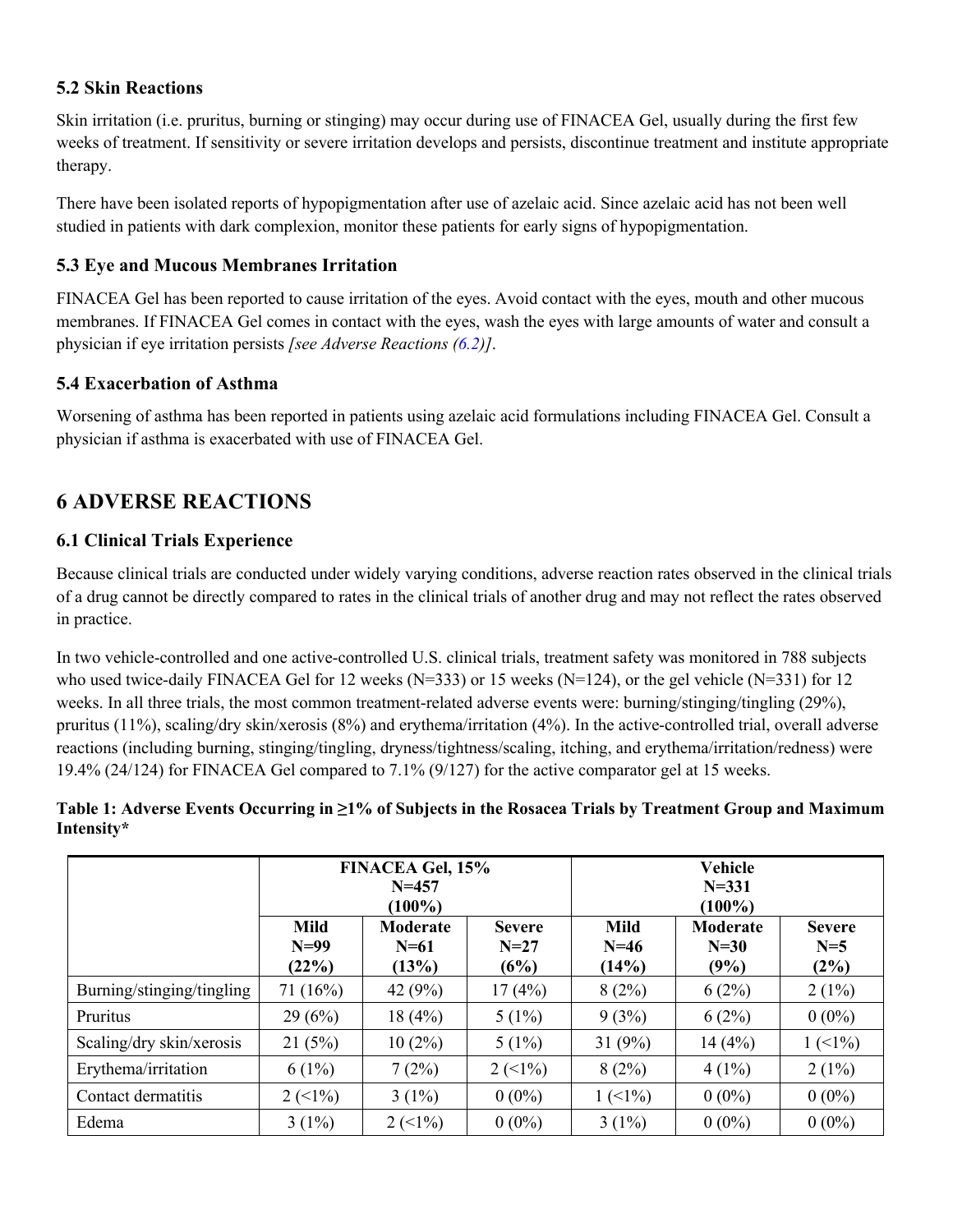### 5.2 Skin Reactions

Skin irritation (i.e. pruritus, burning or stinging) may occur during use of FINACEA Gel, usually during the first few weeks of treatment. If sensitivity or severe irritation develops and persists, discontinue treatment and institute appropriate therapy.

There have been isolated reports of hypopigmentation after use of azelaic acid. Since azelaic acid has not been well studied in patients with dark complexion, monitor these patients for early signs of hypopigmentation.

### 5.3 Eye and Mucous Membranes Irritation

FINACEA Gel has been reported to cause irritation of the eyes. Avoid contact with the eyes, mouth and other mucous membranes. If FINACEA Gel comes in contact with the eyes, wash the eyes with large amounts of water and consult a physician if eye irritation persists *[see Adverse Reactions (6.2)]*.

### 5.4 Exacerbation of Asthma

Worsening of asthma has been reported in patients using azelaic acid formulations including FINACEA Gel. Consult a physician if asthma is exacerbated with use of FINACEA Gel.

## 6 ADVERSE REACTIONS

### 6.1 Clinical Trials Experience

Because clinical trials are conducted under widely varying conditions, adverse reaction rates observed in the clinical trials of a drug cannot be directly compared to rates in the clinical trials of another drug and may not reflect the rates observed in practice.

In two vehicle-controlled and one active-controlled U.S. clinical trials, treatment safety was monitored in 788 subjects who used twice-daily FINACEA Gel for 12 weeks (N=333) or 15 weeks (N=124), or the gel vehicle (N=331) for 12 weeks. In all three trials, the most common treatment-related adverse events were: burning/stinging/tingling (29%), pruritus (11%), scaling/dry skin/xerosis (8%) and erythema/irritation (4%). In the active-controlled trial, overall adverse reactions (including burning, stinging/tingling, dryness/tightness/scaling, itching, and erythema/irritation/redness) were 19.4% (24/124) for FINACEA Gel compared to 7.1% (9/127) for the active comparator gel at 15 weeks.

**Table 1: Adverse Events Occurring in ≥1% of Subjects in the Rosacea Trials by Treatment Group and Maximum Intensity***

| | FINACEA Gel, 15% N=457 (100%) | | | Vehicle N=331 (100%) | | |
|---|---|---|---|---|---|---|
| | **Mild N=99 (22%)** | **Moderate N=61 (13%)** | **Severe N=27 (6%)** | **Mild N=46 (14%)** | **Moderate N=30 (9%)** | **Severe N=5 (2%)** |
| Burning/stinging/tingling | 71 (16%) | 42 (9%) | 17 (4%) | 8 (2%) | 6 (2%) | 2 (1%) |
| Pruritus | 29 (6%) | 18 (4%) | 5 (1%) | 9 (3%) | 6 (2%) | 0 (0%) |
| Scaling/dry skin/xerosis | 21 (5%) | 10 (2%) | 5 (1%) | 31 (9%) | 14 (4%) | 1 (<1%) |
| Erythema/irritation | 6 (1%) | 7 (2%) | 2 (<1%) | 8 (2%) | 4 (1%) | 2 (1%) |
| Contact dermatitis | 2 (<1%) | 3 (1%) | 0 (0%) | 1 (<1%) | 0 (0%) | 0 (0%) |
| Edema | 3 (1%) | 2 (<1%) | 0 (0%) | 3 (1%) | 0 (0%) | 0 (0%) |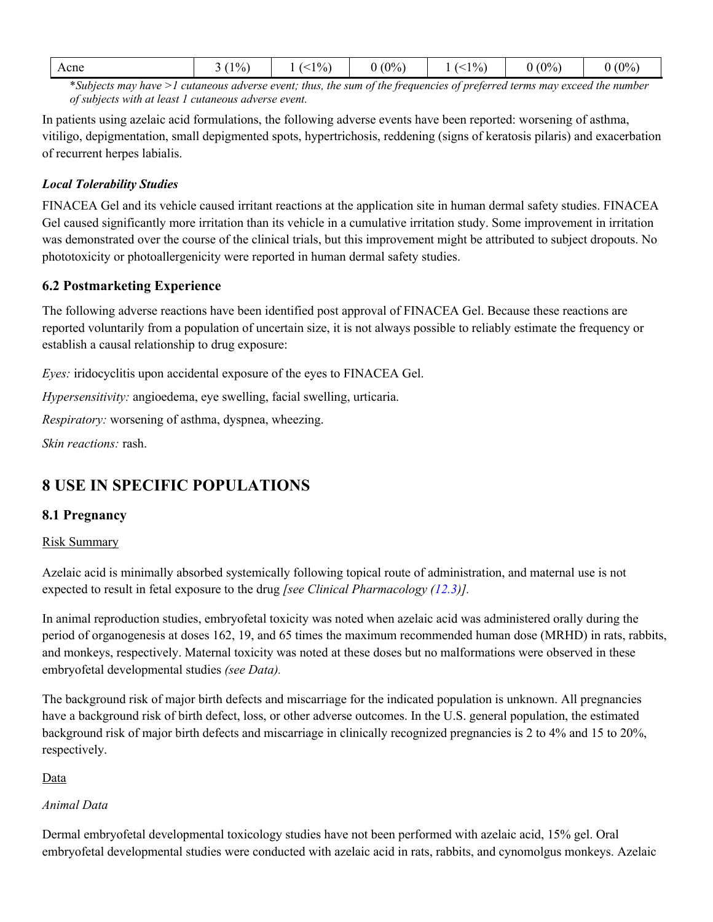| Acne | 3 (1%) | 1 (<1%) | 0 (0%) | 1 (<1%) | 0 (0%) | 0 (0%) |
|---|---|---|---|---|---|---|

**Subjects may have >1 cutaneous adverse event; thus, the sum of the frequencies of preferred terms may exceed the number of subjects with at least 1 cutaneous adverse event.*

In patients using azelaic acid formulations, the following adverse events have been reported: worsening of asthma, vitiligo, depigmentation, small depigmented spots, hypertrichosis, reddening (signs of keratosis pilaris) and exacerbation of recurrent herpes labialis.

***Local Tolerability Studies***

FINACEA Gel and its vehicle caused irritant reactions at the application site in human dermal safety studies. FINACEA Gel caused significantly more irritation than its vehicle in a cumulative irritation study. Some improvement in irritation was demonstrated over the course of the clinical trials, but this improvement might be attributed to subject dropouts. No phototoxicity or photoallergenicity were reported in human dermal safety studies.

### 6.2 Postmarketing Experience

The following adverse reactions have been identified post approval of FINACEA Gel. Because these reactions are reported voluntarily from a population of uncertain size, it is not always possible to reliably estimate the frequency or establish a causal relationship to drug exposure:

*Eyes:* iridocyclitis upon accidental exposure of the eyes to FINACEA Gel.

*Hypersensitivity:* angioedema, eye swelling, facial swelling, urticaria.

*Respiratory:* worsening of asthma, dyspnea, wheezing.

*Skin reactions:* rash.

## 8 USE IN SPECIFIC POPULATIONS

### 8.1 Pregnancy

Risk Summary

Azelaic acid is minimally absorbed systemically following topical route of administration, and maternal use is not expected to result in fetal exposure to the drug *[see Clinical Pharmacology (12.3)].*

In animal reproduction studies, embryofetal toxicity was noted when azelaic acid was administered orally during the period of organogenesis at doses 162, 19, and 65 times the maximum recommended human dose (MRHD) in rats, rabbits, and monkeys, respectively. Maternal toxicity was noted at these doses but no malformations were observed in these embryofetal developmental studies *(see Data).*

The background risk of major birth defects and miscarriage for the indicated population is unknown. All pregnancies have a background risk of birth defect, loss, or other adverse outcomes. In the U.S. general population, the estimated background risk of major birth defects and miscarriage in clinically recognized pregnancies is 2 to 4% and 15 to 20%, respectively.

Data

*Animal Data*

Dermal embryofetal developmental toxicology studies have not been performed with azelaic acid, 15% gel. Oral embryofetal developmental studies were conducted with azelaic acid in rats, rabbits, and cynomolgus monkeys. Azelaic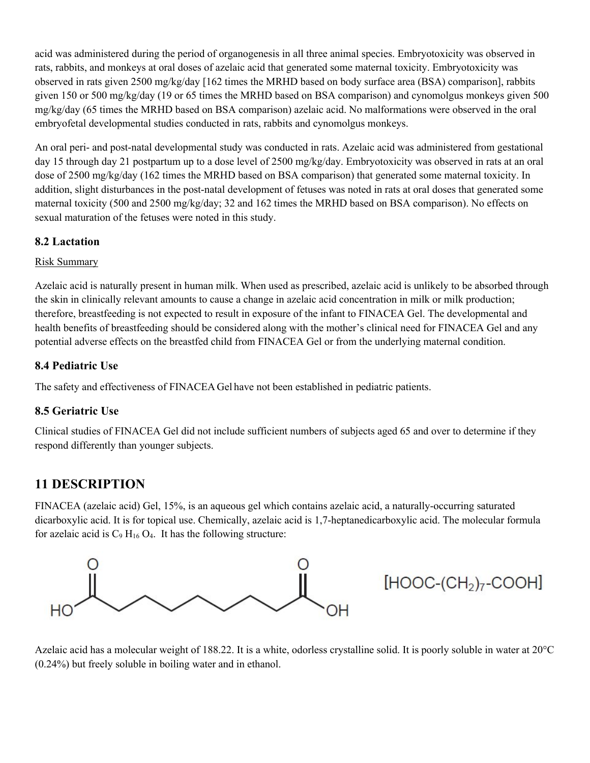acid was administered during the period of organogenesis in all three animal species. Embryotoxicity was observed in rats, rabbits, and monkeys at oral doses of azelaic acid that generated some maternal toxicity. Embryotoxicity was observed in rats given 2500 mg/kg/day [162 times the MRHD based on body surface area (BSA) comparison], rabbits given 150 or 500 mg/kg/day (19 or 65 times the MRHD based on BSA comparison) and cynomolgus monkeys given 500 mg/kg/day (65 times the MRHD based on BSA comparison) azelaic acid. No malformations were observed in the oral embryofetal developmental studies conducted in rats, rabbits and cynomolgus monkeys.

An oral peri- and post-natal developmental study was conducted in rats. Azelaic acid was administered from gestational day 15 through day 21 postpartum up to a dose level of 2500 mg/kg/day. Embryotoxicity was observed in rats at an oral dose of 2500 mg/kg/day (162 times the MRHD based on BSA comparison) that generated some maternal toxicity. In addition, slight disturbances in the post-natal development of fetuses was noted in rats at oral doses that generated some maternal toxicity (500 and 2500 mg/kg/day; 32 and 162 times the MRHD based on BSA comparison). No effects on sexual maturation of the fetuses were noted in this study.

### 8.2 Lactation

Risk Summary

Azelaic acid is naturally present in human milk. When used as prescribed, azelaic acid is unlikely to be absorbed through the skin in clinically relevant amounts to cause a change in azelaic acid concentration in milk or milk production; therefore, breastfeeding is not expected to result in exposure of the infant to FINACEA Gel. The developmental and health benefits of breastfeeding should be considered along with the mother's clinical need for FINACEA Gel and any potential adverse effects on the breastfed child from FINACEA Gel or from the underlying maternal condition.

### 8.4 Pediatric Use

The safety and effectiveness of FINACEA Gel have not been established in pediatric patients.

### 8.5 Geriatric Use

Clinical studies of FINACEA Gel did not include sufficient numbers of subjects aged 65 and over to determine if they respond differently than younger subjects.

## 11 DESCRIPTION

FINACEA (azelaic acid) Gel, 15%, is an aqueous gel which contains azelaic acid, a naturally-occurring saturated dicarboxylic acid. It is for topical use. Chemically, azelaic acid is 1,7-heptanedicarboxylic acid. The molecular formula for azelaic acid is $C_9H_{16}O_4$. It has the following structure:

$[HOOC\text{-}(CH_2)_7\text{-}COOH]$

Azelaic acid has a molecular weight of 188.22. It is a white, odorless crystalline solid. It is poorly soluble in water at 20°C (0.24%) but freely soluble in boiling water and in ethanol.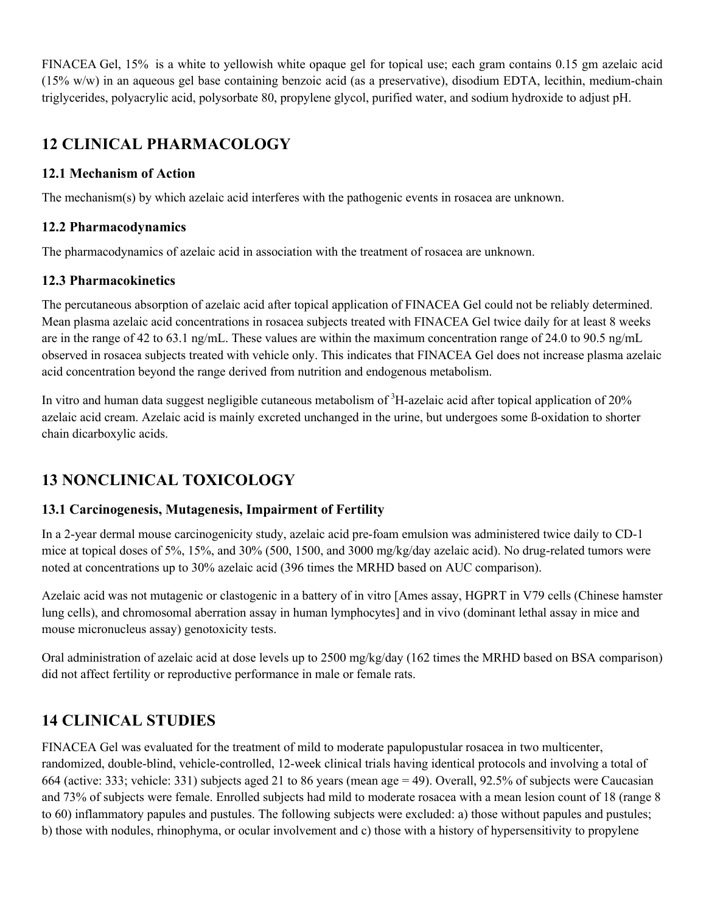FINACEA Gel, 15% is a white to yellowish white opaque gel for topical use; each gram contains 0.15 gm azelaic acid (15% w/w) in an aqueous gel base containing benzoic acid (as a preservative), disodium EDTA, lecithin, medium-chain triglycerides, polyacrylic acid, polysorbate 80, propylene glycol, purified water, and sodium hydroxide to adjust pH.

## 12 CLINICAL PHARMACOLOGY

### 12.1 Mechanism of Action

The mechanism(s) by which azelaic acid interferes with the pathogenic events in rosacea are unknown.

### 12.2 Pharmacodynamics

The pharmacodynamics of azelaic acid in association with the treatment of rosacea are unknown.

### 12.3 Pharmacokinetics

The percutaneous absorption of azelaic acid after topical application of FINACEA Gel could not be reliably determined. Mean plasma azelaic acid concentrations in rosacea subjects treated with FINACEA Gel twice daily for at least 8 weeks are in the range of 42 to 63.1 ng/mL. These values are within the maximum concentration range of 24.0 to 90.5 ng/mL observed in rosacea subjects treated with vehicle only. This indicates that FINACEA Gel does not increase plasma azelaic acid concentration beyond the range derived from nutrition and endogenous metabolism.

In vitro and human data suggest negligible cutaneous metabolism of $^{3}$H-azelaic acid after topical application of 20% azelaic acid cream. Azelaic acid is mainly excreted unchanged in the urine, but undergoes some ß-oxidation to shorter chain dicarboxylic acids.

## 13 NONCLINICAL TOXICOLOGY

### 13.1 Carcinogenesis, Mutagenesis, Impairment of Fertility

In a 2-year dermal mouse carcinogenicity study, azelaic acid pre-foam emulsion was administered twice daily to CD-1 mice at topical doses of 5%, 15%, and 30% (500, 1500, and 3000 mg/kg/day azelaic acid). No drug-related tumors were noted at concentrations up to 30% azelaic acid (396 times the MRHD based on AUC comparison).

Azelaic acid was not mutagenic or clastogenic in a battery of in vitro [Ames assay, HGPRT in V79 cells (Chinese hamster lung cells), and chromosomal aberration assay in human lymphocytes] and in vivo (dominant lethal assay in mice and mouse micronucleus assay) genotoxicity tests.

Oral administration of azelaic acid at dose levels up to 2500 mg/kg/day (162 times the MRHD based on BSA comparison) did not affect fertility or reproductive performance in male or female rats.

## 14 CLINICAL STUDIES

FINACEA Gel was evaluated for the treatment of mild to moderate papulopustular rosacea in two multicenter, randomized, double-blind, vehicle-controlled, 12-week clinical trials having identical protocols and involving a total of 664 (active: 333; vehicle: 331) subjects aged 21 to 86 years (mean age = 49). Overall, 92.5% of subjects were Caucasian and 73% of subjects were female. Enrolled subjects had mild to moderate rosacea with a mean lesion count of 18 (range 8 to 60) inflammatory papules and pustules. The following subjects were excluded: a) those without papules and pustules; b) those with nodules, rhinophyma, or ocular involvement and c) those with a history of hypersensitivity to propylene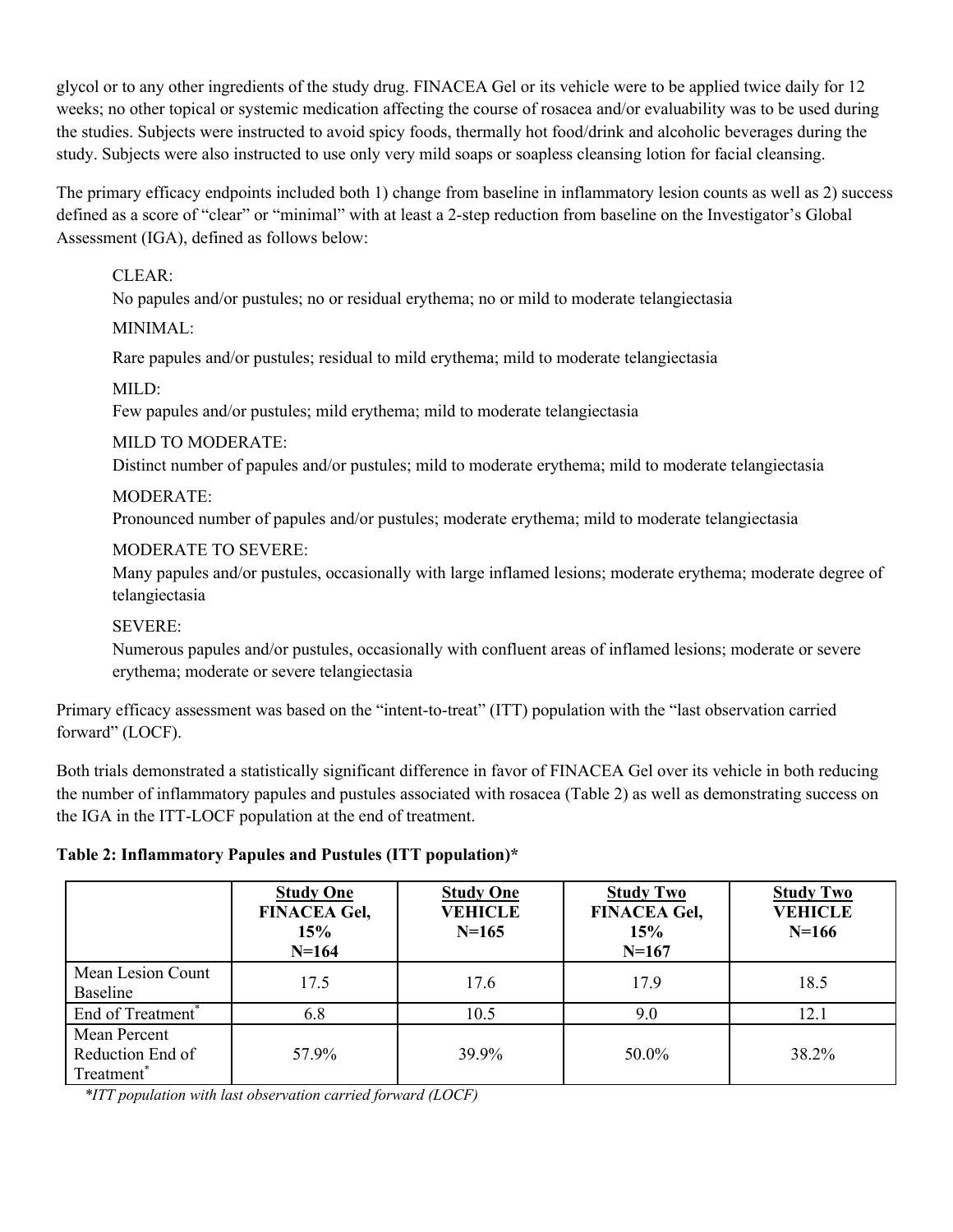glycol or to any other ingredients of the study drug. FINACEA Gel or its vehicle were to be applied twice daily for 12 weeks; no other topical or systemic medication affecting the course of rosacea and/or evaluability was to be used during the studies. Subjects were instructed to avoid spicy foods, thermally hot food/drink and alcoholic beverages during the study. Subjects were also instructed to use only very mild soaps or soapless cleansing lotion for facial cleansing.

The primary efficacy endpoints included both 1) change from baseline in inflammatory lesion counts as well as 2) success defined as a score of "clear" or "minimal" with at least a 2-step reduction from baseline on the Investigator's Global Assessment (IGA), defined as follows below:

CLEAR:
No papules and/or pustules; no or residual erythema; no or mild to moderate telangiectasia

MINIMAL:
Rare papules and/or pustules; residual to mild erythema; mild to moderate telangiectasia

MILD:
Few papules and/or pustules; mild erythema; mild to moderate telangiectasia

MILD TO MODERATE:
Distinct number of papules and/or pustules; mild to moderate erythema; mild to moderate telangiectasia

MODERATE:
Pronounced number of papules and/or pustules; moderate erythema; mild to moderate telangiectasia

MODERATE TO SEVERE:
Many papules and/or pustules, occasionally with large inflamed lesions; moderate erythema; moderate degree of telangiectasia

SEVERE:
Numerous papules and/or pustules, occasionally with confluent areas of inflamed lesions; moderate or severe erythema; moderate or severe telangiectasia

Primary efficacy assessment was based on the "intent-to-treat" (ITT) population with the "last observation carried forward" (LOCF).

Both trials demonstrated a statistically significant difference in favor of FINACEA Gel over its vehicle in both reducing the number of inflammatory papules and pustules associated with rosacea (Table 2) as well as demonstrating success on the IGA in the ITT-LOCF population at the end of treatment.

**Table 2: Inflammatory Papules and Pustules (ITT population)***

| | **Study One FINACEA Gel, 15% N=164** | **Study One VEHICLE N=165** | **Study Two FINACEA Gel, 15% N=167** | **Study Two VEHICLE N=166** |
|---|---|---|---|---|
| Mean Lesion Count Baseline | 17.5 | 17.6 | 17.9 | 18.5 |
| End of Treatment* | 6.8 | 10.5 | 9.0 | 12.1 |
| Mean Percent Reduction End of Treatment* | 57.9% | 39.9% | 50.0% | 38.2% |

*\*ITT population with last observation carried forward (LOCF)*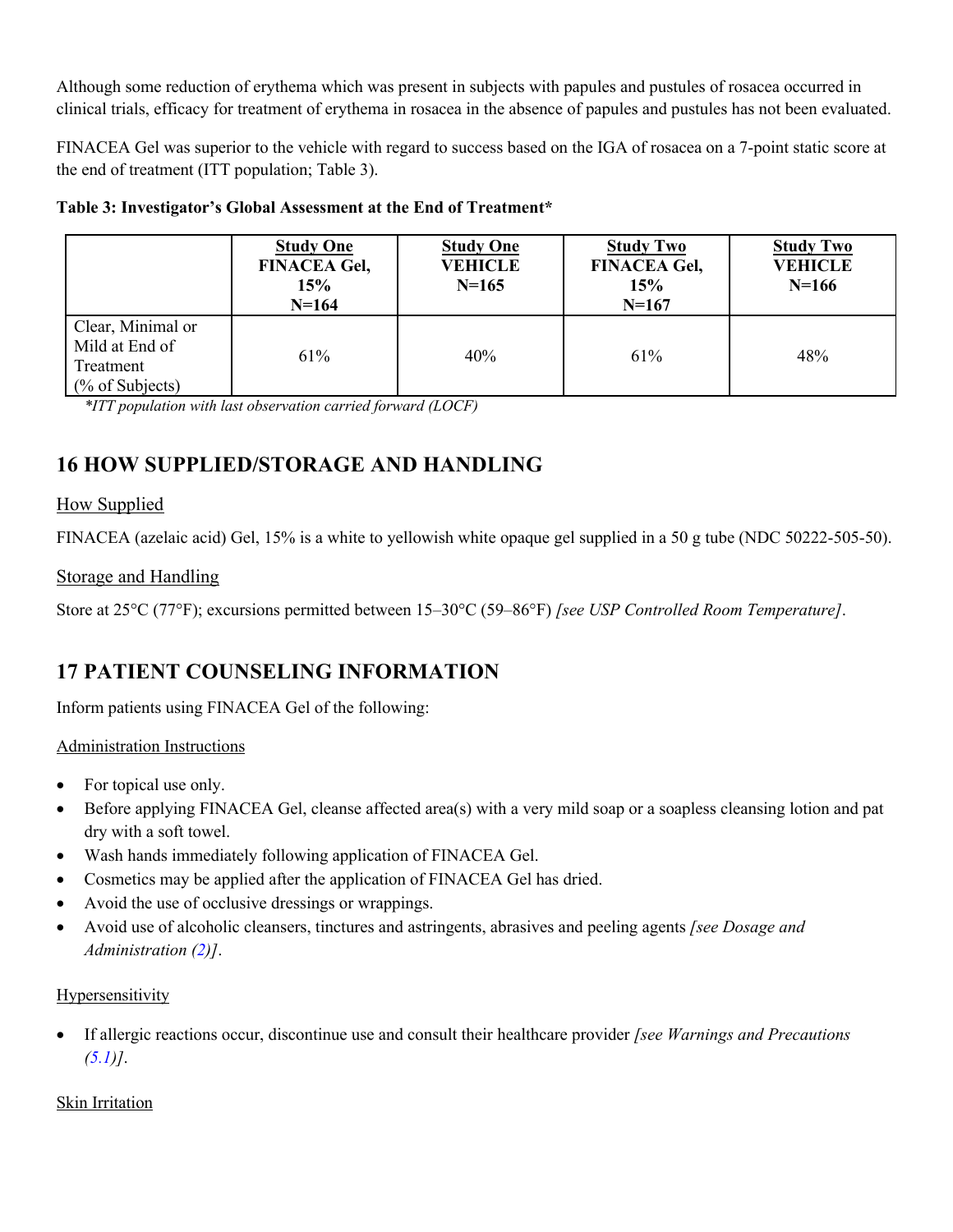Although some reduction of erythema which was present in subjects with papules and pustules of rosacea occurred in clinical trials, efficacy for treatment of erythema in rosacea in the absence of papules and pustules has not been evaluated.

FINACEA Gel was superior to the vehicle with regard to success based on the IGA of rosacea on a 7-point static score at the end of treatment (ITT population; Table 3).

**Table 3: Investigator's Global Assessment at the End of Treatment***

| | **Study One FINACEA Gel, 15% N=164** | **Study One VEHICLE N=165** | **Study Two FINACEA Gel, 15% N=167** | **Study Two VEHICLE N=166** |
|---|---|---|---|---|
| Clear, Minimal or Mild at End of Treatment (% of Subjects) | 61% | 40% | 61% | 48% |

*\*ITT population with last observation carried forward (LOCF)*

## 16 HOW SUPPLIED/STORAGE AND HANDLING

### How Supplied

FINACEA (azelaic acid) Gel, 15% is a white to yellowish white opaque gel supplied in a 50 g tube (NDC 50222-505-50).

### Storage and Handling

Store at 25°C (77°F); excursions permitted between 15–30°C (59–86°F) *[see USP Controlled Room Temperature]*.

## 17 PATIENT COUNSELING INFORMATION

Inform patients using FINACEA Gel of the following:

### Administration Instructions

- For topical use only.
- Before applying FINACEA Gel, cleanse affected area(s) with a very mild soap or a soapless cleansing lotion and pat dry with a soft towel.
- Wash hands immediately following application of FINACEA Gel.
- Cosmetics may be applied after the application of FINACEA Gel has dried.
- Avoid the use of occlusive dressings or wrappings.
- Avoid use of alcoholic cleansers, tinctures and astringents, abrasives and peeling agents *[see Dosage and Administration (2)]*.

### Hypersensitivity

- If allergic reactions occur, discontinue use and consult their healthcare provider *[see Warnings and Precautions (5.1)]*.

### Skin Irritation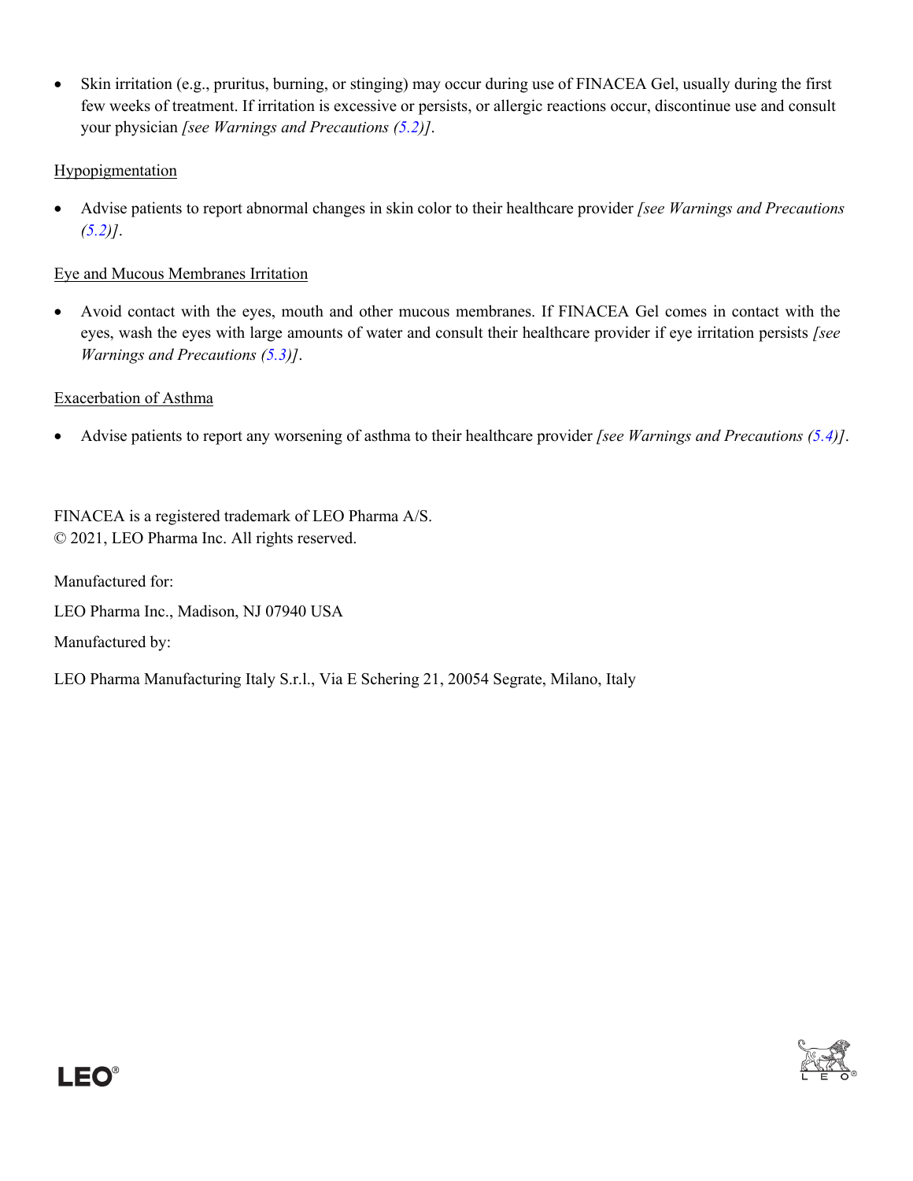- Skin irritation (e.g., pruritus, burning, or stinging) may occur during use of FINACEA Gel, usually during the first few weeks of treatment. If irritation is excessive or persists, or allergic reactions occur, discontinue use and consult your physician *[see Warnings and Precautions (5.2)]*.

Hypopigmentation

- Advise patients to report abnormal changes in skin color to their healthcare provider *[see Warnings and Precautions (5.2)]*.

Eye and Mucous Membranes Irritation

- Avoid contact with the eyes, mouth and other mucous membranes. If FINACEA Gel comes in contact with the eyes, wash the eyes with large amounts of water and consult their healthcare provider if eye irritation persists *[see Warnings and Precautions (5.3)]*.

Exacerbation of Asthma

- Advise patients to report any worsening of asthma to their healthcare provider *[see Warnings and Precautions (5.4)]*.

FINACEA is a registered trademark of LEO Pharma A/S.
© 2021, LEO Pharma Inc. All rights reserved.

Manufactured for:

LEO Pharma Inc., Madison, NJ 07940 USA

Manufactured by:

LEO Pharma Manufacturing Italy S.r.l., Via E Schering 21, 20054 Segrate, Milano, Italy

LEO®